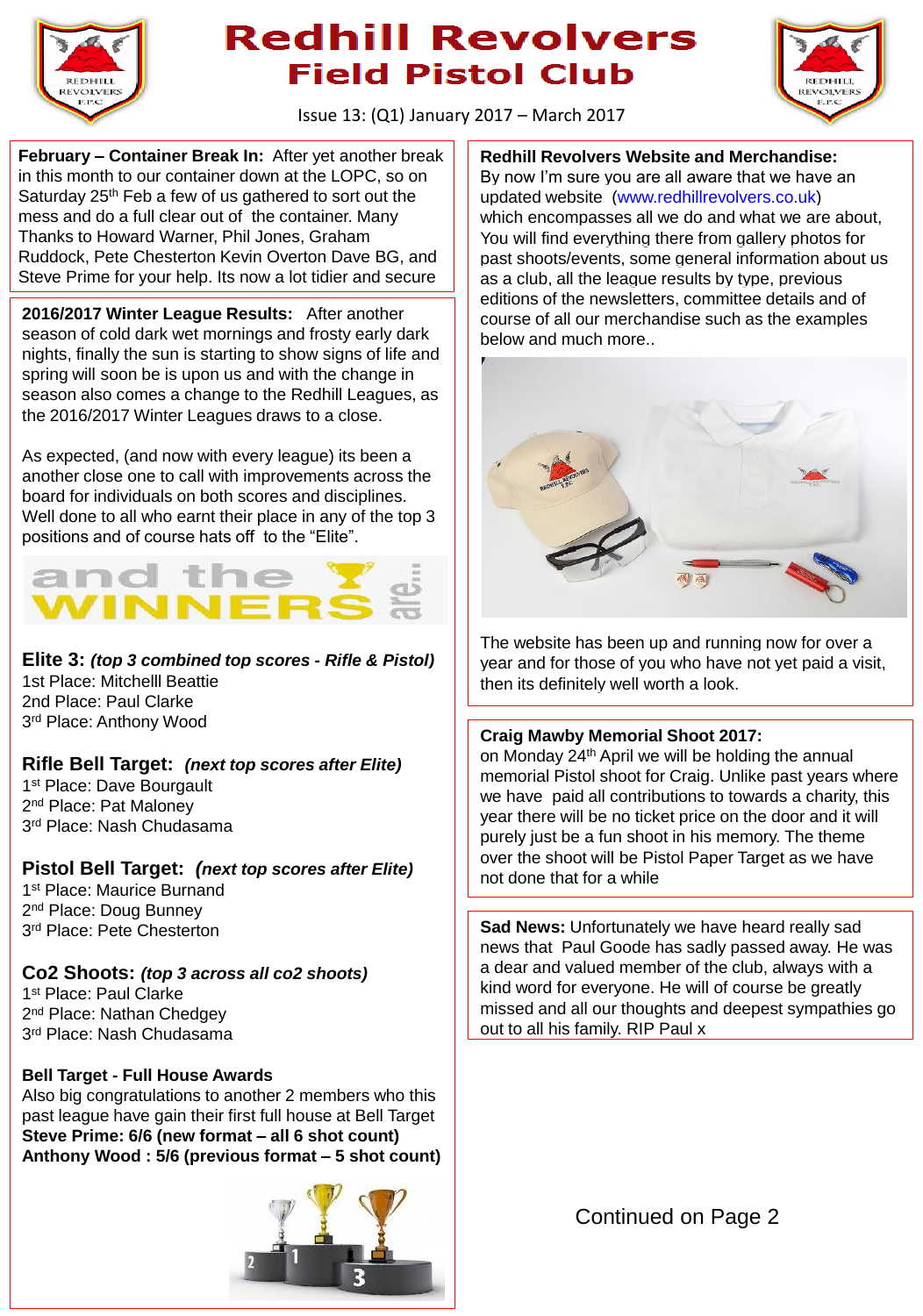# Redhill Revolvers
## Field Pistol Club

Issue 13: (Q1) January 2017 – March 2017

**February – Container Break In:** After yet another break in this month to our container down at the LOPC, so on Saturday 25th Feb a few of us gathered to sort out the mess and do a full clear out of the container. Many Thanks to Howard Warner, Phil Jones, Graham Ruddock, Pete Chesterton Kevin Overton Dave BG, and Steve Prime for your help. Its now a lot tidier and secure

**2016/2017 Winter League Results:** After another season of cold dark wet mornings and frosty early dark nights, finally the sun is starting to show signs of life and spring will soon be is upon us and with the change in season also comes a change to the Redhill Leagues, as the 2016/2017 Winter Leagues draws to a close.

As expected, (and now with every league) its been a another close one to call with improvements across the board for individuals on both scores and disciplines. Well done to all who earnt their place in any of the top 3 positions and of course hats off to the "Elite".

and the WINNERS are...

**Elite 3:** ***(top 3 combined top scores - Rifle & Pistol)***
1st Place: Mitchelll Beattie
2nd Place: Paul Clarke
3rd Place: Anthony Wood

**Rifle Bell Target:** ***(next top scores after Elite)***
1st Place: Dave Bourgault
2nd Place: Pat Maloney
3rd Place: Nash Chudasama

**Pistol Bell Target:** ***(next top scores after Elite)***
1st Place: Maurice Burnand
2nd Place: Doug Bunney
3rd Place: Pete Chesterton

**Co2 Shoots:** ***(top 3 across all co2 shoots)***
1st Place: Paul Clarke
2nd Place: Nathan Chedgey
3rd Place: Nash Chudasama

**Bell Target - Full House Awards**
Also big congratulations to another 2 members who this past league have gain their first full house at Bell Target
**Steve Prime: 6/6 (new format – all 6 shot count)**
**Anthony Wood : 5/6 (previous format – 5 shot count)**

**Redhill Revolvers Website and Merchandise:**
By now I'm sure you are all aware that we have an updated website (www.redhillrevolvers.co.uk) which encompasses all we do and what we are about, You will find everything there from gallery photos for past shoots/events, some general information about us as a club, all the league results by type, previous editions of the newsletters, committee details and of course of all our merchandise such as the examples below and much more..

The website has been up and running now for over a year and for those of you who have not yet paid a visit, then its definitely well worth a look.

**Craig Mawby Memorial Shoot 2017:**
on Monday 24th April we will be holding the annual memorial Pistol shoot for Craig. Unlike past years where we have paid all contributions to towards a charity, this year there will be no ticket price on the door and it will purely just be a fun shoot in his memory. The theme over the shoot will be Pistol Paper Target as we have not done that for a while

**Sad News:** Unfortunately we have heard really sad news that Paul Goode has sadly passed away. He was a dear and valued member of the club, always with a kind word for everyone. He will of course be greatly missed and all our thoughts and deepest sympathies go out to all his family. RIP Paul x

Continued on Page 2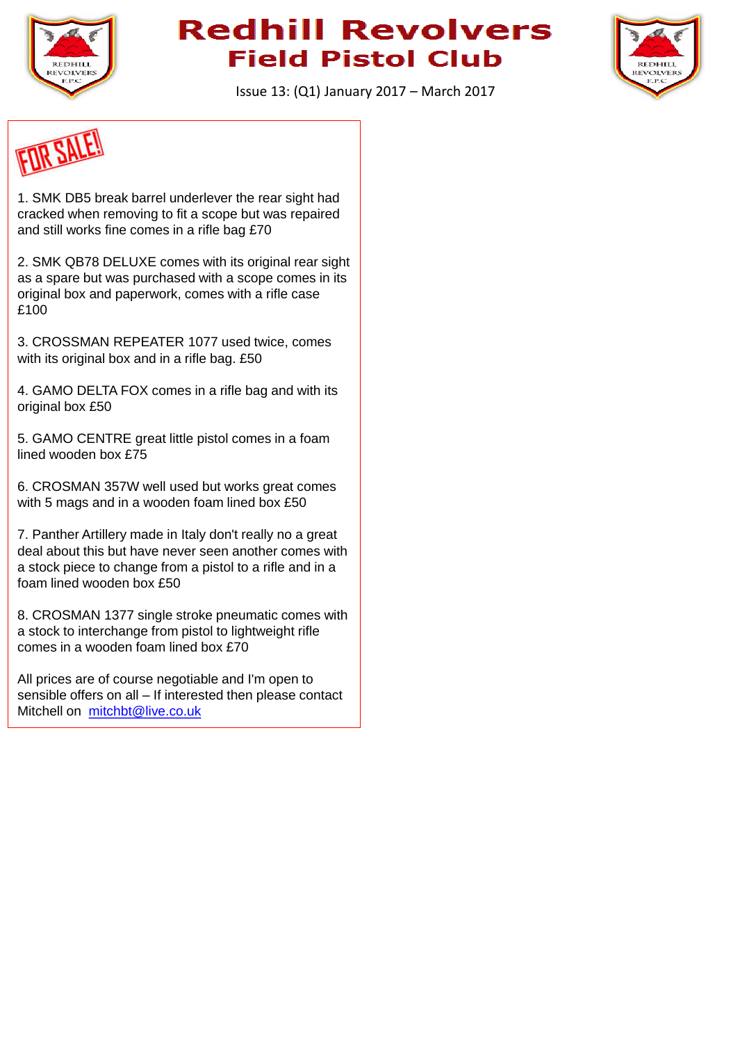# FOR SALE!

1. SMK DB5 break barrel underlever the rear sight had cracked when removing to fit a scope but was repaired and still works fine comes in a rifle bag £70

2. SMK QB78 DELUXE comes with its original rear sight as a spare but was purchased with a scope comes in its original box and paperwork, comes with a rifle case £100

3. CROSSMAN REPEATER 1077 used twice, comes with its original box and in a rifle bag. £50

4. GAMO DELTA FOX comes in a rifle bag and with its original box £50

5. GAMO CENTRE great little pistol comes in a foam lined wooden box £75

6. CROSMAN 357W well used but works great comes with 5 mags and in a wooden foam lined box £50

7. Panther Artillery made in Italy don't really no a great deal about this but have never seen another comes with a stock piece to change from a pistol to a rifle and in a foam lined wooden box £50

8. CROSMAN 1377 single stroke pneumatic comes with a stock to interchange from pistol to lightweight rifle comes in a wooden foam lined box £70

All prices are of course negotiable and I'm open to sensible offers on all – If interested then please contact Mitchell on mitchbt@live.co.uk